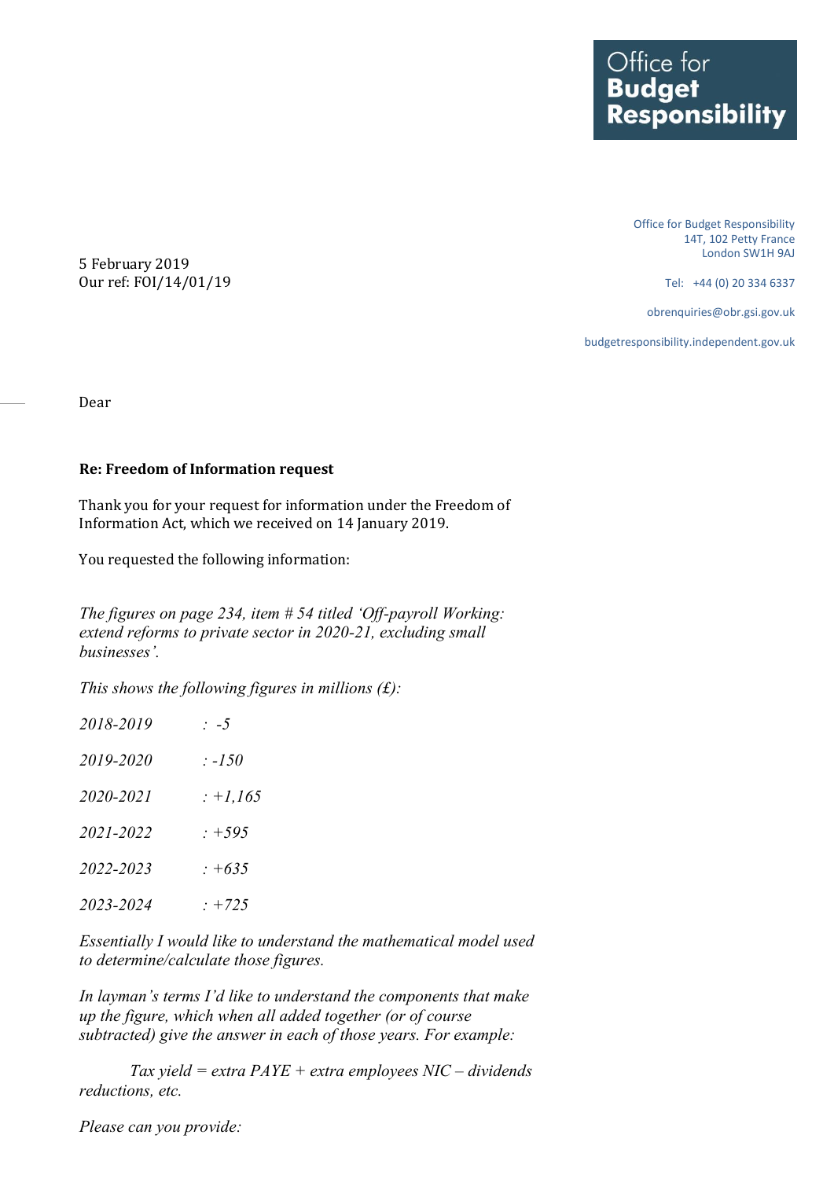Office for **Budget Responsibility**

Office for Budget Responsibility
14T, 102 Petty France
London SW1H 9AJ

Tel: +44 (0) 20 334 6337

obrenquiries@obr.gsi.gov.uk

budgetresponsibility.independent.gov.uk

5 February 2019
Our ref: FOI/14/01/19

Dear

**Re: Freedom of Information request**

Thank you for your request for information under the Freedom of Information Act, which we received on 14 January 2019.

You requested the following information:

*The figures on page 234, item # 54 titled 'Off-payroll Working: extend reforms to private sector in 2020-21, excluding small businesses'.*

*This shows the following figures in millions (£):*

*2018-2019 : -5*

*2019-2020 : -150*

*2020-2021 : +1,165*

*2021-2022 : +595*

*2022-2023 : +635*

*2023-2024 : +725*

*Essentially I would like to understand the mathematical model used to determine/calculate those figures.*

*In layman's terms I'd like to understand the components that make up the figure, which when all added together (or of course subtracted) give the answer in each of those years. For example:*

*Tax yield = extra PAYE + extra employees NIC – dividends reductions, etc.*

*Please can you provide:*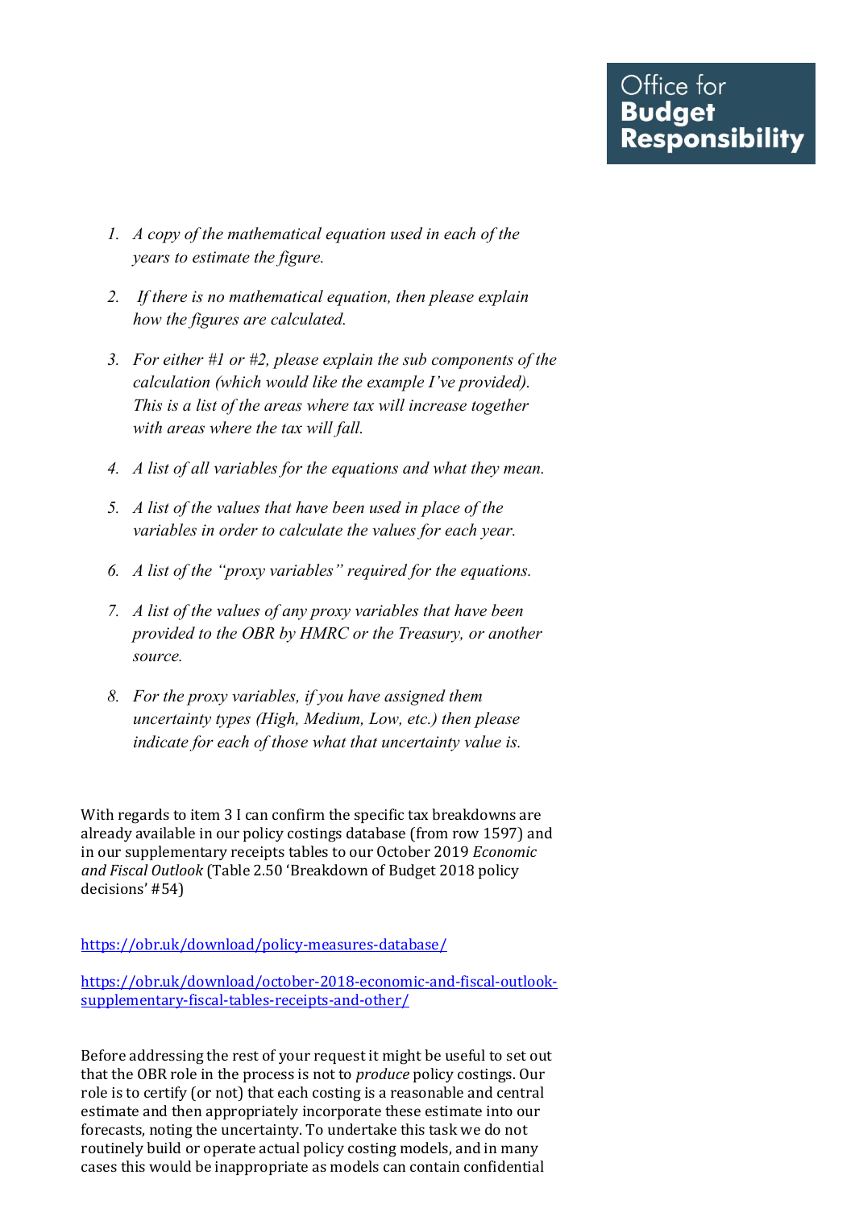1. *A copy of the mathematical equation used in each of the years to estimate the figure.*

2. *If there is no mathematical equation, then please explain how the figures are calculated.*

3. *For either #1 or #2, please explain the sub components of the calculation (which would like the example I've provided). This is a list of the areas where tax will increase together with areas where the tax will fall.*

4. *A list of all variables for the equations and what they mean.*

5. *A list of the values that have been used in place of the variables in order to calculate the values for each year.*

6. *A list of the "proxy variables" required for the equations.*

7. *A list of the values of any proxy variables that have been provided to the OBR by HMRC or the Treasury, or another source.*

8. *For the proxy variables, if you have assigned them uncertainty types (High, Medium, Low, etc.) then please indicate for each of those what that uncertainty value is.*

With regards to item 3 I can confirm the specific tax breakdowns are already available in our policy costings database (from row 1597) and in our supplementary receipts tables to our October 2019 *Economic and Fiscal Outlook* (Table 2.50 'Breakdown of Budget 2018 policy decisions' #54)

https://obr.uk/download/policy-measures-database/

https://obr.uk/download/october-2018-economic-and-fiscal-outlook-supplementary-fiscal-tables-receipts-and-other/

Before addressing the rest of your request it might be useful to set out that the OBR role in the process is not to *produce* policy costings. Our role is to certify (or not) that each costing is a reasonable and central estimate and then appropriately incorporate these estimate into our forecasts, noting the uncertainty. To undertake this task we do not routinely build or operate actual policy costing models, and in many cases this would be inappropriate as models can contain confidential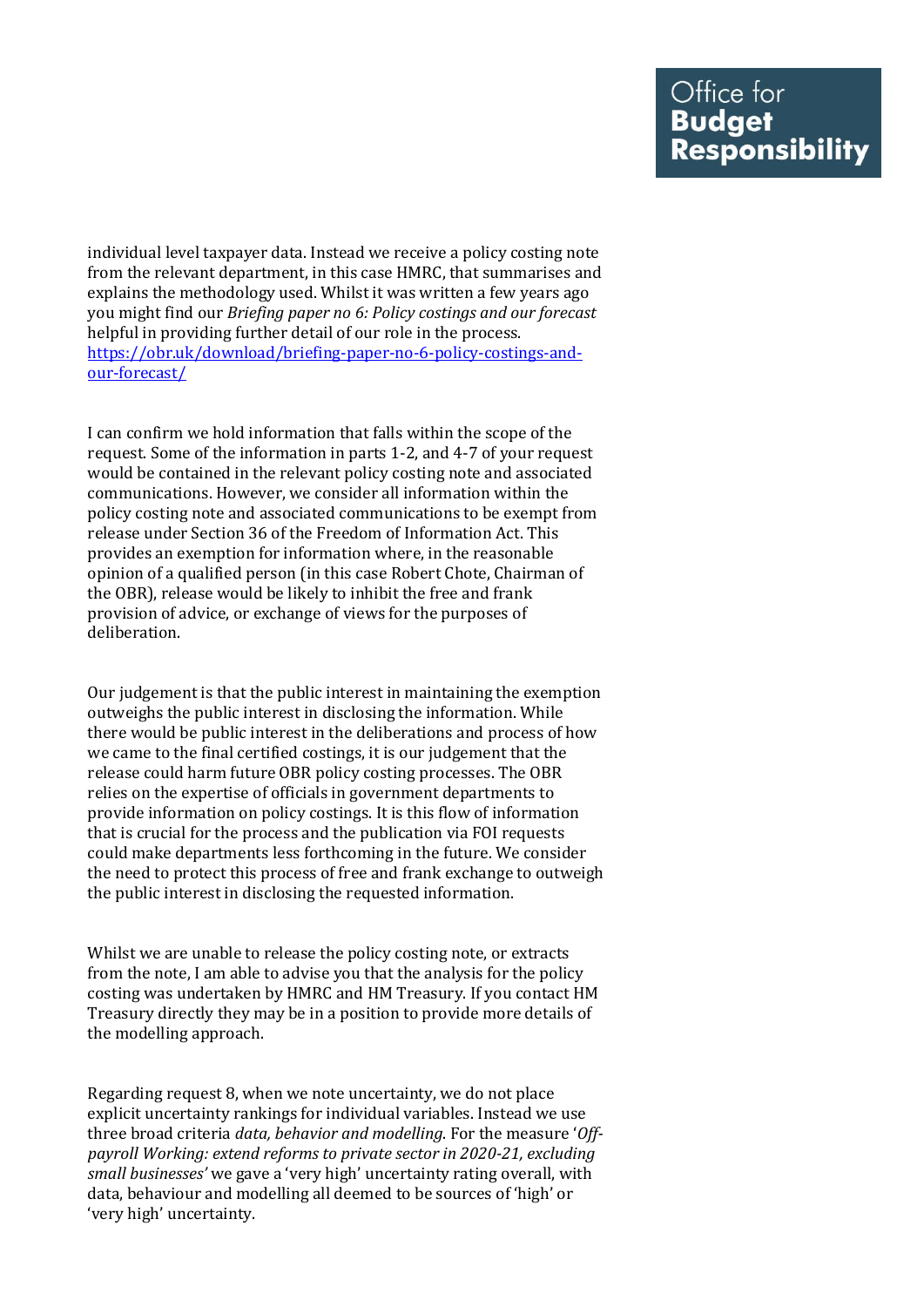individual level taxpayer data. Instead we receive a policy costing note from the relevant department, in this case HMRC, that summarises and explains the methodology used. Whilst it was written a few years ago you might find our *Briefing paper no 6: Policy costings and our forecast* helpful in providing further detail of our role in the process. [https://obr.uk/download/briefing-paper-no-6-policy-costings-and-our-forecast/](https://obr.uk/download/briefing-paper-no-6-policy-costings-and-our-forecast/)

I can confirm we hold information that falls within the scope of the request. Some of the information in parts 1-2, and 4-7 of your request would be contained in the relevant policy costing note and associated communications. However, we consider all information within the policy costing note and associated communications to be exempt from release under Section 36 of the Freedom of Information Act. This provides an exemption for information where, in the reasonable opinion of a qualified person (in this case Robert Chote, Chairman of the OBR), release would be likely to inhibit the free and frank provision of advice, or exchange of views for the purposes of deliberation.

Our judgement is that the public interest in maintaining the exemption outweighs the public interest in disclosing the information. While there would be public interest in the deliberations and process of how we came to the final certified costings, it is our judgement that the release could harm future OBR policy costing processes. The OBR relies on the expertise of officials in government departments to provide information on policy costings. It is this flow of information that is crucial for the process and the publication via FOI requests could make departments less forthcoming in the future. We consider the need to protect this process of free and frank exchange to outweigh the public interest in disclosing the requested information.

Whilst we are unable to release the policy costing note, or extracts from the note, I am able to advise you that the analysis for the policy costing was undertaken by HMRC and HM Treasury. If you contact HM Treasury directly they may be in a position to provide more details of the modelling approach.

Regarding request 8, when we note uncertainty, we do not place explicit uncertainty rankings for individual variables. Instead we use three broad criteria *data, behavior and modelling*. For the measure '*Off-payroll Working: extend reforms to private sector in 2020-21, excluding small businesses'* we gave a 'very high' uncertainty rating overall, with data, behaviour and modelling all deemed to be sources of 'high' or 'very high' uncertainty.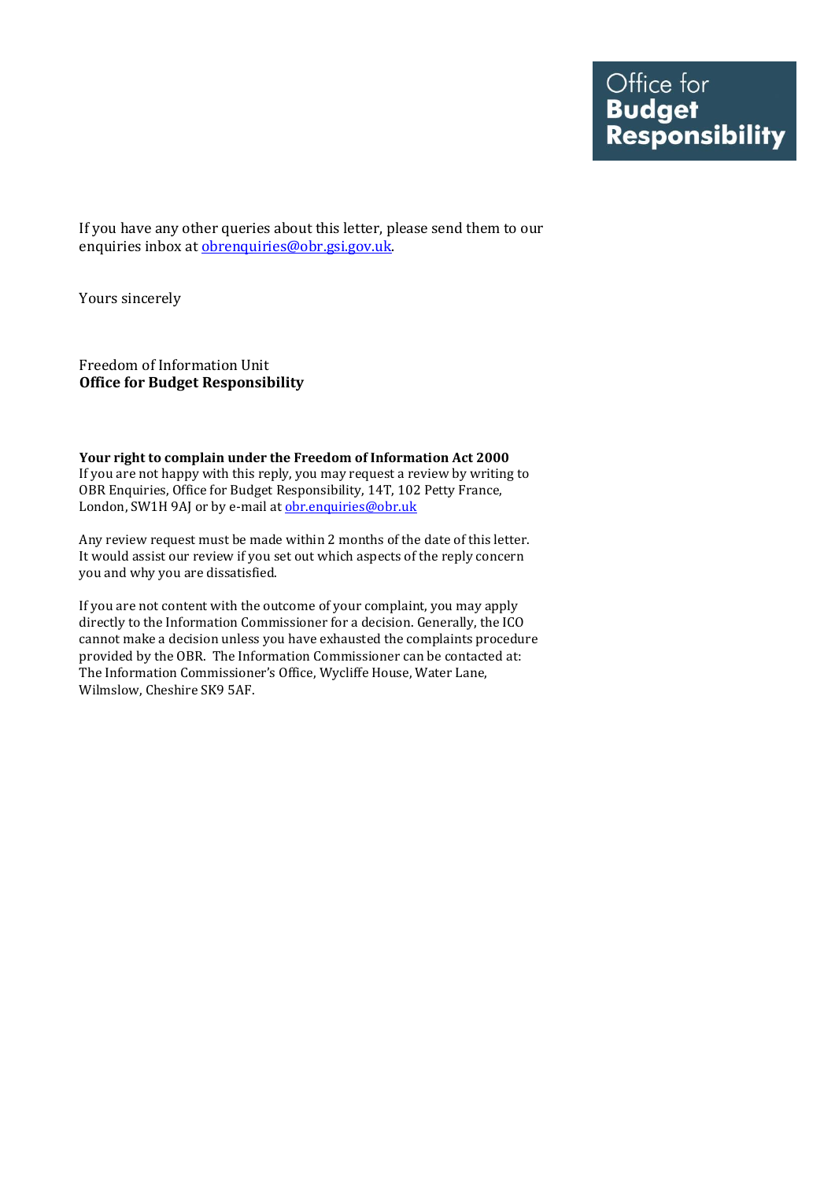Office for **Budget Responsibility**

If you have any other queries about this letter, please send them to our enquiries inbox at obrenquiries@obr.gsi.gov.uk.

Yours sincerely

Freedom of Information Unit
**Office for Budget Responsibility**

**Your right to complain under the Freedom of Information Act 2000**
If you are not happy with this reply, you may request a review by writing to OBR Enquiries, Office for Budget Responsibility, 14T, 102 Petty France, London, SW1H 9AJ or by e-mail at obr.enquiries@obr.uk

Any review request must be made within 2 months of the date of this letter. It would assist our review if you set out which aspects of the reply concern you and why you are dissatisfied.

If you are not content with the outcome of your complaint, you may apply directly to the Information Commissioner for a decision. Generally, the ICO cannot make a decision unless you have exhausted the complaints procedure provided by the OBR. The Information Commissioner can be contacted at: The Information Commissioner's Office, Wycliffe House, Water Lane, Wilmslow, Cheshire SK9 5AF.